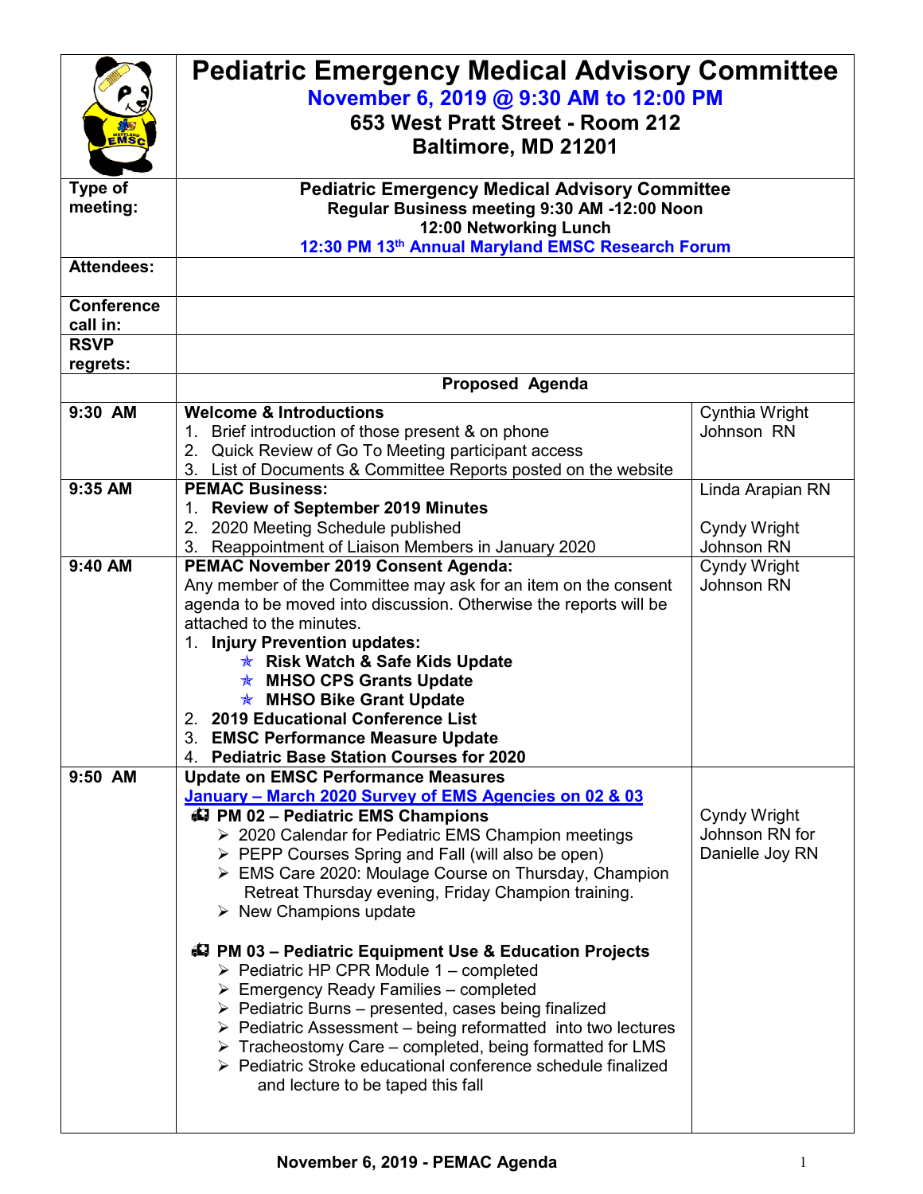# Pediatric Emergency Medical Advisory Committee

**November 6, 2019 @ 9:30 AM to 12:00 PM**

**653 West Pratt Street - Room 212**

**Baltimore, MD 21201**

| | | |
|---|---|---|
| **Type of meeting:** | **Pediatric Emergency Medical Advisory Committee**<br>**Regular Business meeting 9:30 AM -12:00 Noon**<br>**12:00 Networking Lunch**<br>**12:30 PM 13th Annual Maryland EMSC Research Forum** | |
| **Attendees:** | | |
| **Conference call in:** | | |
| **RSVP regrets:** | | |
| | **Proposed Agenda** | |
| **9:30 AM** | **Welcome & Introductions**<br>1. Brief introduction of those present & on phone<br>2. Quick Review of Go To Meeting participant access<br>3. List of Documents & Committee Reports posted on the website | Cynthia Wright Johnson RN |
| **9:35 AM** | **PEMAC Business:**<br>1. **Review of September 2019 Minutes**<br>2. 2020 Meeting Schedule published<br>3. Reappointment of Liaison Members in January 2020 | Linda Arapian RN<br><br>Cyndy Wright Johnson RN |
| **9:40 AM** | **PEMAC November 2019 Consent Agenda:**<br>Any member of the Committee may ask for an item on the consent agenda to be moved into discussion. Otherwise the reports will be attached to the minutes.<br>1. **Injury Prevention updates:**<br>★ **Risk Watch & Safe Kids Update**<br>★ **MHSO CPS Grants Update**<br>★ **MHSO Bike Grant Update**<br>2. **2019 Educational Conference List**<br>3. **EMSC Performance Measure Update**<br>4. **Pediatric Base Station Courses for 2020** | Cyndy Wright Johnson RN |
| **9:50 AM** | **Update on EMSC Performance Measures**<br>**January – March 2020 Survey of EMS Agencies on 02 & 03**<br>**PM 02 – Pediatric EMS Champions**<br>➢ 2020 Calendar for Pediatric EMS Champion meetings<br>➢ PEPP Courses Spring and Fall (will also be open)<br>➢ EMS Care 2020: Moulage Course on Thursday, Champion Retreat Thursday evening, Friday Champion training.<br>➢ New Champions update<br><br>**PM 03 – Pediatric Equipment Use & Education Projects**<br>➢ Pediatric HP CPR Module 1 – completed<br>➢ Emergency Ready Families – completed<br>➢ Pediatric Burns – presented, cases being finalized<br>➢ Pediatric Assessment – being reformatted into two lectures<br>➢ Tracheostomy Care – completed, being formatted for LMS<br>➢ Pediatric Stroke educational conference schedule finalized and lecture to be taped this fall | Cyndy Wright Johnson RN for Danielle Joy RN |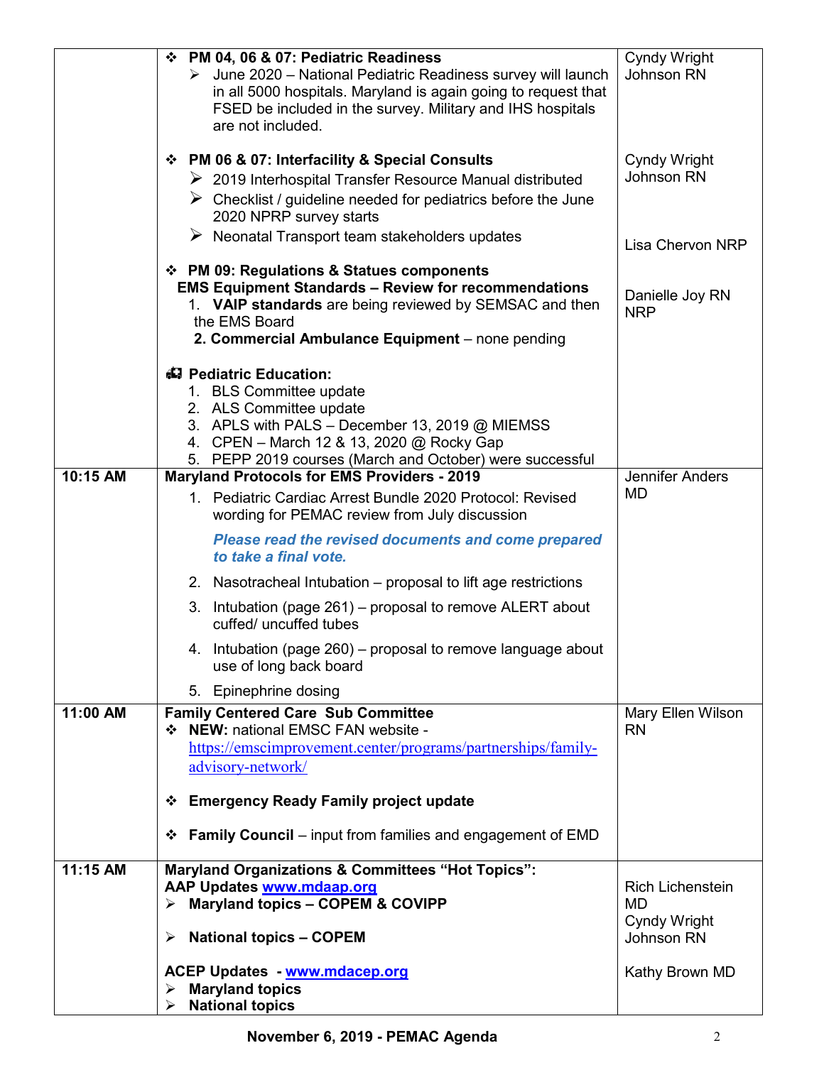| | | |
|---|---|---|
| | ❖ **PM 04, 06 & 07: Pediatric Readiness**<br>➢ June 2020 – National Pediatric Readiness survey will launch in all 5000 hospitals. Maryland is again going to request that FSED be included in the survey. Military and IHS hospitals are not included.<br><br>❖ **PM 06 & 07: Interfacility & Special Consults**<br>➢ 2019 Interhospital Transfer Resource Manual distributed<br>➢ Checklist / guideline needed for pediatrics before the June 2020 NPRP survey starts<br>➢ Neonatal Transport team stakeholders updates<br><br>❖ **PM 09: Regulations & Statues components**<br>**EMS Equipment Standards – Review for recommendations**<br>1. **VAIP standards** are being reviewed by SEMSAC and then the EMS Board<br>2. **Commercial Ambulance Equipment** – none pending<br><br>**Pediatric Education:**<br>1. BLS Committee update<br>2. ALS Committee update<br>3. APLS with PALS – December 13, 2019 @ MIEMSS<br>4. CPEN – March 12 & 13, 2020 @ Rocky Gap<br>5. PEPP 2019 courses (March and October) were successful | Cyndy Wright Johnson RN<br><br>Cyndy Wright Johnson RN<br><br>Lisa Chervon NRP<br><br>Danielle Joy RN NRP |
| **10:15 AM** | **Maryland Protocols for EMS Providers - 2019**<br>1. Pediatric Cardiac Arrest Bundle 2020 Protocol: Revised wording for PEMAC review from July discussion<br>***Please read the revised documents and come prepared to take a final vote.***<br>2. Nasotracheal Intubation – proposal to lift age restrictions<br>3. Intubation (page 261) – proposal to remove ALERT about cuffed/ uncuffed tubes<br>4. Intubation (page 260) – proposal to remove language about use of long back board<br>5. Epinephrine dosing | Jennifer Anders MD |
| **11:00 AM** | **Family Centered Care Sub Committee**<br>❖ **NEW:** national EMSC FAN website - https://emscimprovement.center/programs/partnerships/family-advisory-network/<br><br>❖ **Emergency Ready Family project update**<br><br>❖ **Family Council** – input from families and engagement of EMD | Mary Ellen Wilson RN |
| **11:15 AM** | **Maryland Organizations & Committees "Hot Topics":**<br>**AAP Updates www.mdaap.org**<br>➢ **Maryland topics – COPEM & COVIPP**<br><br>➢ **National topics – COPEM**<br><br>**ACEP Updates - www.mdacep.org**<br>➢ **Maryland topics**<br>➢ **National topics** | Rich Lichenstein MD<br>Cyndy Wright Johnson RN<br><br>Kathy Brown MD |

**November 6, 2019 - PEMAC Agenda**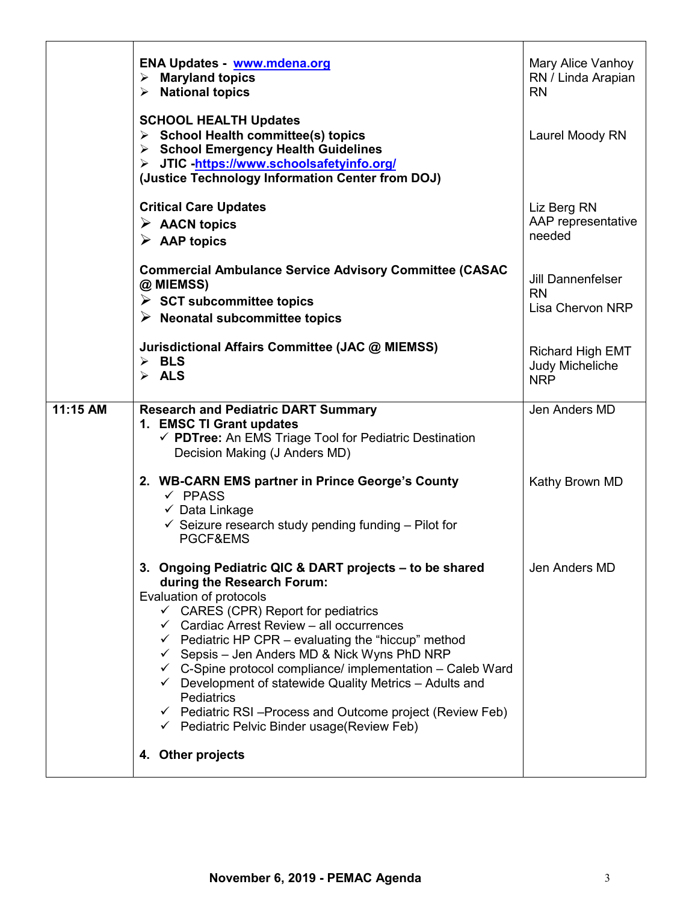| | | |
|---|---|---|
| | **ENA Updates - [www.mdena.org](www.mdena.org)**<br>➢ **Maryland topics**<br>➢ **National topics**<br><br>**SCHOOL HEALTH Updates**<br>➢ **School Health committee(s) topics**<br>➢ **School Emergency Health Guidelines**<br>➢ **JTIC -[https://www.schoolsafetyinfo.org/](https://www.schoolsafetyinfo.org/)**<br>**(Justice Technology Information Center from DOJ)**<br><br>**Critical Care Updates**<br>➢ **AACN topics**<br>➢ **AAP topics**<br><br>**Commercial Ambulance Service Advisory Committee (CASAC @ MIEMSS)**<br>➢ **SCT subcommittee topics**<br>➢ **Neonatal subcommittee topics**<br><br>**Jurisdictional Affairs Committee (JAC @ MIEMSS)**<br>➢ **BLS**<br>➢ **ALS** | Mary Alice Vanhoy RN / Linda Arapian RN<br><br>Laurel Moody RN<br><br>Liz Berg RN<br>AAP representative needed<br><br>Jill Dannenfelser RN<br>Lisa Chervon NRP<br><br>Richard High EMT<br>Judy Micheliche NRP |
| **11:15 AM** | **Research and Pediatric DART Summary**<br>**1. EMSC TI Grant updates**<br>✓ **PDTree:** An EMS Triage Tool for Pediatric Destination Decision Making (J Anders MD)<br><br>**2. WB-CARN EMS partner in Prince George's County**<br>✓ PPASS<br>✓ Data Linkage<br>✓ Seizure research study pending funding – Pilot for PGCF&EMS<br><br>**3. Ongoing Pediatric QIC & DART projects – to be shared during the Research Forum:**<br>Evaluation of protocols<br>✓ CARES (CPR) Report for pediatrics<br>✓ Cardiac Arrest Review – all occurrences<br>✓ Pediatric HP CPR – evaluating the "hiccup" method<br>✓ Sepsis – Jen Anders MD & Nick Wyns PhD NRP<br>✓ C-Spine protocol compliance/ implementation – Caleb Ward<br>✓ Development of statewide Quality Metrics – Adults and Pediatrics<br>✓ Pediatric RSI –Process and Outcome project (Review Feb)<br>✓ Pediatric Pelvic Binder usage(Review Feb)<br><br>**4. Other projects** | Jen Anders MD<br><br>Kathy Brown MD<br><br>Jen Anders MD |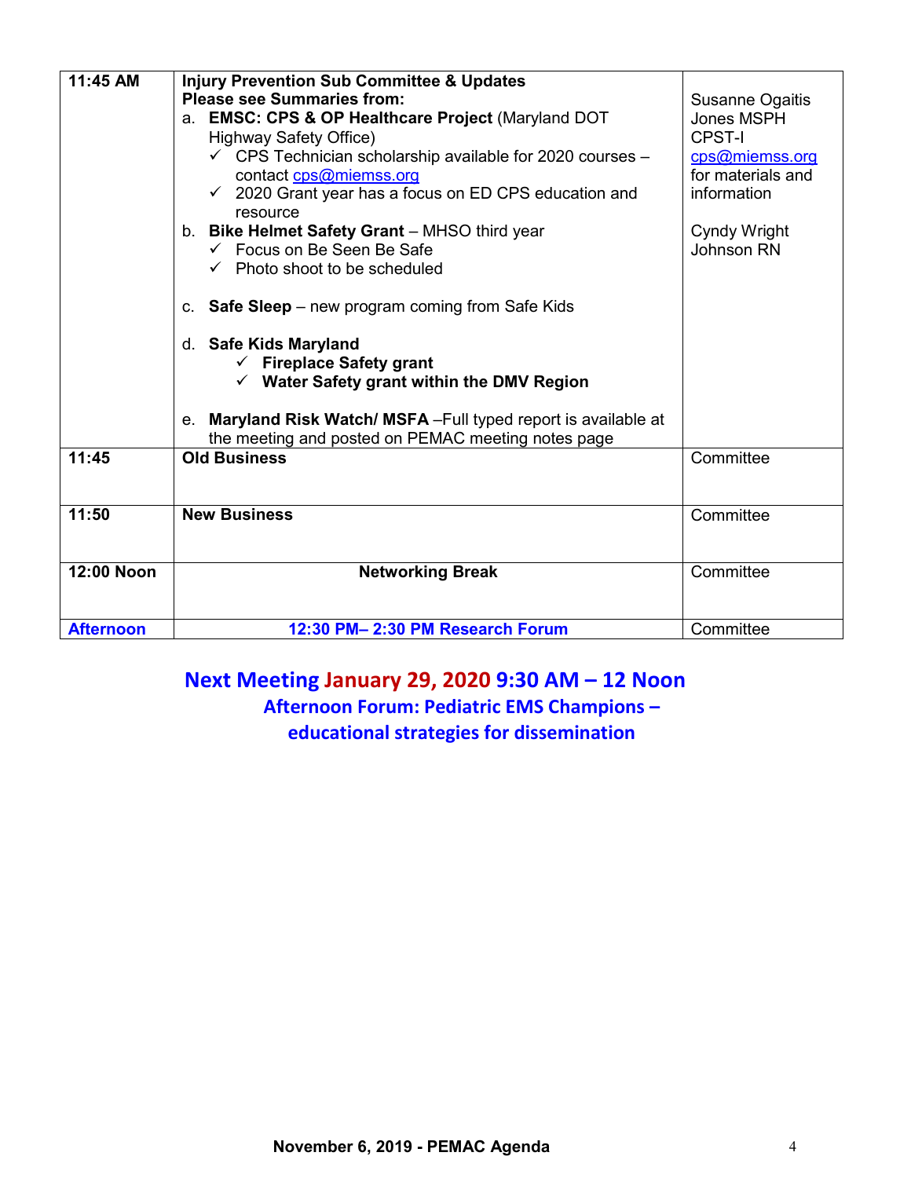| | | |
|---|---|---|
| **11:45 AM** | **Injury Prevention Sub Committee & Updates**<br>**Please see Summaries from:**<br>a. **EMSC: CPS & OP Healthcare Project** (Maryland DOT Highway Safety Office)<br>✓ CPS Technician scholarship available for 2020 courses – contact cps@miemss.org<br>✓ 2020 Grant year has a focus on ED CPS education and resource<br>b. **Bike Helmet Safety Grant** – MHSO third year<br>✓ Focus on Be Seen Be Safe<br>✓ Photo shoot to be scheduled<br><br>c. **Safe Sleep** – new program coming from Safe Kids<br><br>d. **Safe Kids Maryland**<br>✓ **Fireplace Safety grant**<br>✓ **Water Safety grant within the DMV Region**<br><br>e. **Maryland Risk Watch/ MSFA** –Full typed report is available at the meeting and posted on PEMAC meeting notes page | Susanne Ogaitis Jones MSPH CPST-I<br>cps@miemss.org for materials and information<br><br>Cyndy Wright Johnson RN |
| **11:45** | **Old Business** | Committee |
| **11:50** | **New Business** | Committee |
| **12:00 Noon** | **Networking Break** | Committee |
| **Afternoon** | **12:30 PM– 2:30 PM Research Forum** | Committee |

**Next Meeting January 29, 2020 9:30 AM – 12 Noon**

**Afternoon Forum: Pediatric EMS Champions – educational strategies for dissemination**